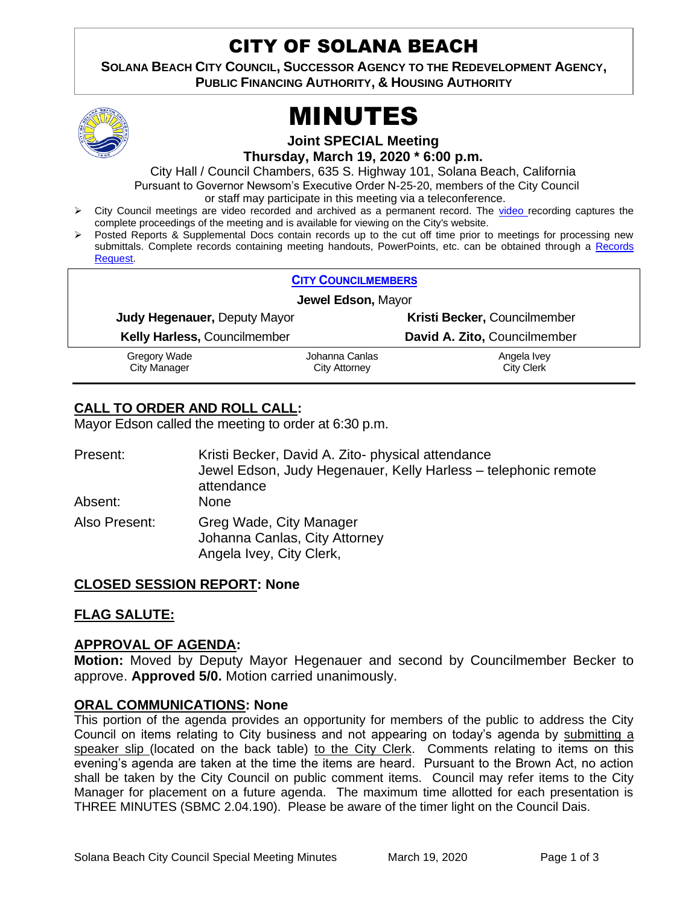# CITY OF SOLANA BEACH

**SOLANA BEACH CITY COUNCIL, SUCCESSOR AGENCY TO THE REDEVELOPMENT AGENCY, PUBLIC FINANCING AUTHORITY, & HOUSING AUTHORITY**

# MINUTES

**Joint SPECIAL Meeting**

**Thursday, March 19, 2020 * 6:00 p.m.**

City Hall / Council Chambers, 635 S. Highway 101, Solana Beach, California

Pursuant to Governor Newsom's Executive Order N-25-20, members of the City Council or staff may participate in this meeting via a teleconference.

- City Council meetings are video recorded and archived as a permanent record. The video recording captures the complete proceedings of the meeting and is available for viewing on the City's website.
- Posted Reports & Supplemental Docs contain records up to the cut off time prior to meetings for processing new submittals. Complete records containing meeting handouts, PowerPoints, etc. can be obtained through a Records Request.

**CITY COUNCILMEMBERS**

**Jewel Edson,** Mayor

| | |
|---|---|
| **Judy Hegenauer,** Deputy Mayor | **Kristi Becker,** Councilmember |
| **Kelly Harless,** Councilmember | **David A. Zito,** Councilmember |

| | | |
|---|---|---|
| Gregory Wade<br>City Manager | Johanna Canlas<br>City Attorney | Angela Ivey<br>City Clerk |

## CALL TO ORDER AND ROLL CALL:

Mayor Edson called the meeting to order at 6:30 p.m.

| | |
|---|---|
| Present: | Kristi Becker, David A. Zito- physical attendance<br>Jewel Edson, Judy Hegenauer, Kelly Harless – telephonic remote attendance |
| Absent: | None |
| Also Present: | Greg Wade, City Manager<br>Johanna Canlas, City Attorney<br>Angela Ivey, City Clerk, |

## CLOSED SESSION REPORT: None

## FLAG SALUTE:

## APPROVAL OF AGENDA:

**Motion:** Moved by Deputy Mayor Hegenauer and second by Councilmember Becker to approve. **Approved 5/0.** Motion carried unanimously.

## ORAL COMMUNICATIONS: None

This portion of the agenda provides an opportunity for members of the public to address the City Council on items relating to City business and not appearing on today's agenda by submitting a speaker slip (located on the back table) to the City Clerk. Comments relating to items on this evening's agenda are taken at the time the items are heard. Pursuant to the Brown Act, no action shall be taken by the City Council on public comment items. Council may refer items to the City Manager for placement on a future agenda. The maximum time allotted for each presentation is THREE MINUTES (SBMC 2.04.190). Please be aware of the timer light on the Council Dais.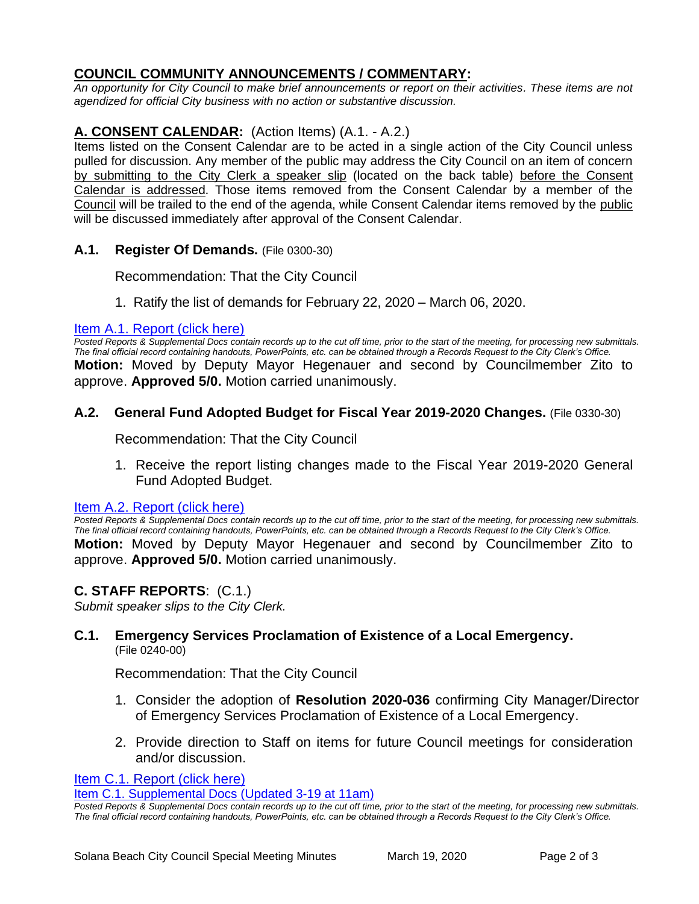## COUNCIL COMMUNITY ANNOUNCEMENTS / COMMENTARY:

*An opportunity for City Council to make brief announcements or report on their activities. These items are not agendized for official City business with no action or substantive discussion.*

## A. CONSENT CALENDAR: (Action Items) (A.1. - A.2.)

Items listed on the Consent Calendar are to be acted in a single action of the City Council unless pulled for discussion. Any member of the public may address the City Council on an item of concern by submitting to the City Clerk a speaker slip (located on the back table) before the Consent Calendar is addressed. Those items removed from the Consent Calendar by a member of the Council will be trailed to the end of the agenda, while Consent Calendar items removed by the public will be discussed immediately after approval of the Consent Calendar.

### A.1. Register Of Demands. (File 0300-30)

Recommendation: That the City Council

1. Ratify the list of demands for February 22, 2020 – March 06, 2020.

Item A.1. Report (click here)

*Posted Reports & Supplemental Docs contain records up to the cut off time, prior to the start of the meeting, for processing new submittals. The final official record containing handouts, PowerPoints, etc. can be obtained through a Records Request to the City Clerk's Office.*

**Motion:** Moved by Deputy Mayor Hegenauer and second by Councilmember Zito to approve. **Approved 5/0.** Motion carried unanimously.

### A.2. General Fund Adopted Budget for Fiscal Year 2019-2020 Changes. (File 0330-30)

Recommendation: That the City Council

1. Receive the report listing changes made to the Fiscal Year 2019-2020 General Fund Adopted Budget.

Item A.2. Report (click here)

*Posted Reports & Supplemental Docs contain records up to the cut off time, prior to the start of the meeting, for processing new submittals. The final official record containing handouts, PowerPoints, etc. can be obtained through a Records Request to the City Clerk's Office.*

**Motion:** Moved by Deputy Mayor Hegenauer and second by Councilmember Zito to approve. **Approved 5/0.** Motion carried unanimously.

## C. STAFF REPORTS: (C.1.)

*Submit speaker slips to the City Clerk.*

### C.1. Emergency Services Proclamation of Existence of a Local Emergency. (File 0240-00)

Recommendation: That the City Council

1. Consider the adoption of **Resolution 2020-036** confirming City Manager/Director of Emergency Services Proclamation of Existence of a Local Emergency.
2. Provide direction to Staff on items for future Council meetings for consideration and/or discussion.

Item C.1. Report (click here)

Item C.1. Supplemental Docs (Updated 3-19 at 11am)

*Posted Reports & Supplemental Docs contain records up to the cut off time, prior to the start of the meeting, for processing new submittals. The final official record containing handouts, PowerPoints, etc. can be obtained through a Records Request to the City Clerk's Office.*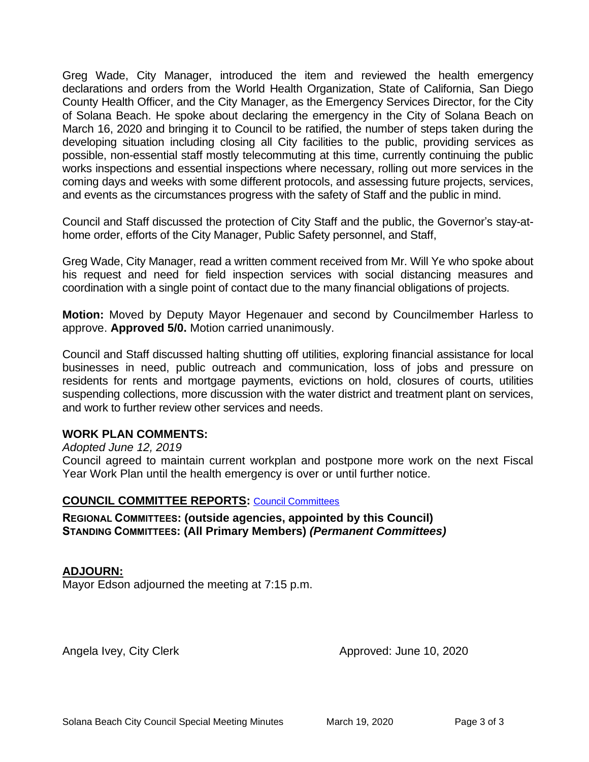Greg Wade, City Manager, introduced the item and reviewed the health emergency declarations and orders from the World Health Organization, State of California, San Diego County Health Officer, and the City Manager, as the Emergency Services Director, for the City of Solana Beach. He spoke about declaring the emergency in the City of Solana Beach on March 16, 2020 and bringing it to Council to be ratified, the number of steps taken during the developing situation including closing all City facilities to the public, providing services as possible, non-essential staff mostly telecommuting at this time, currently continuing the public works inspections and essential inspections where necessary, rolling out more services in the coming days and weeks with some different protocols, and assessing future projects, services, and events as the circumstances progress with the safety of Staff and the public in mind.

Council and Staff discussed the protection of City Staff and the public, the Governor's stay-at-home order, efforts of the City Manager, Public Safety personnel, and Staff,

Greg Wade, City Manager, read a written comment received from Mr. Will Ye who spoke about his request and need for field inspection services with social distancing measures and coordination with a single point of contact due to the many financial obligations of projects.

**Motion:** Moved by Deputy Mayor Hegenauer and second by Councilmember Harless to approve. **Approved 5/0.** Motion carried unanimously.

Council and Staff discussed halting shutting off utilities, exploring financial assistance for local businesses in need, public outreach and communication, loss of jobs and pressure on residents for rents and mortgage payments, evictions on hold, closures of courts, utilities suspending collections, more discussion with the water district and treatment plant on services, and work to further review other services and needs.

## WORK PLAN COMMENTS:

*Adopted June 12, 2019*

Council agreed to maintain current workplan and postpone more work on the next Fiscal Year Work Plan until the health emergency is over or until further notice.

## COUNCIL COMMITTEE REPORTS: Council Committees

**REGIONAL COMMITTEES: (outside agencies, appointed by this Council)**
**STANDING COMMITTEES: (All Primary Members)** ***(Permanent Committees)***

## ADJOURN:

Mayor Edson adjourned the meeting at 7:15 p.m.

Angela Ivey, City Clerk

Approved: June 10, 2020